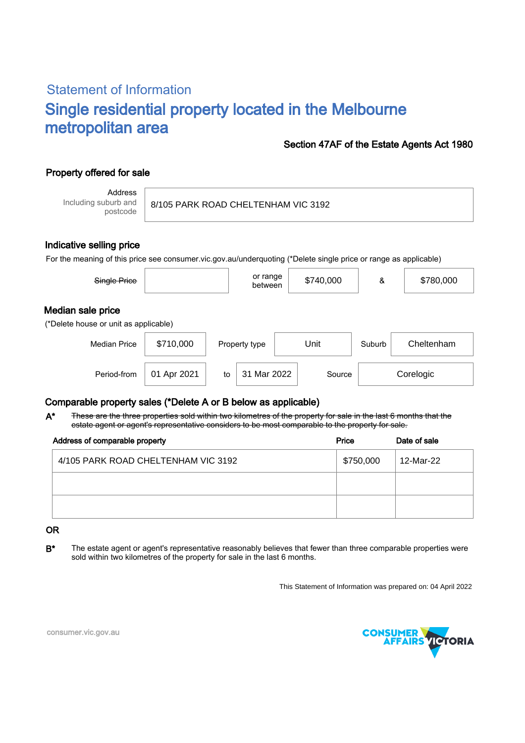## Statement of Information

# Single residential property located in the Melbourne metropolitan area

**Section 47AF of the Estate Agents Act 1980**

### Property offered for sale

| Address Including suburb and postcode | 8/105 PARK ROAD CHELTENHAM VIC 3192 |
|---|---|

### Indicative selling price

For the meaning of this price see consumer.vic.gov.au/underquoting (*Delete single price or range as applicable)

| ~~Single Price~~ | | or range between | $740,000 | & | $780,000 |
|---|---|---|---|---|---|

### Median sale price

(*Delete house or unit as applicable)

| Median Price | $710,000 | Property type | Unit | Suburb | Cheltenham |
|---|---|---|---|---|---|
| Period-from | 01 Apr 2021 | to | 31 Mar 2022 | Source | Corelogic |

### Comparable property sales (*Delete A or B below as applicable)

**A*** ~~These are the three properties sold within two kilometres of the property for sale in the last 6 months that the estate agent or agent's representative considers to be most comparable to the property for sale.~~

| Address of comparable property | Price | Date of sale |
|---|---|---|
| 4/105 PARK ROAD CHELTENHAM VIC 3192 | $750,000 | 12-Mar-22 |
| | | |
| | | |

**OR**

**B*** The estate agent or agent's representative reasonably believes that fewer than three comparable properties were sold within two kilometres of the property for sale in the last 6 months.

This Statement of Information was prepared on: 04 April 2022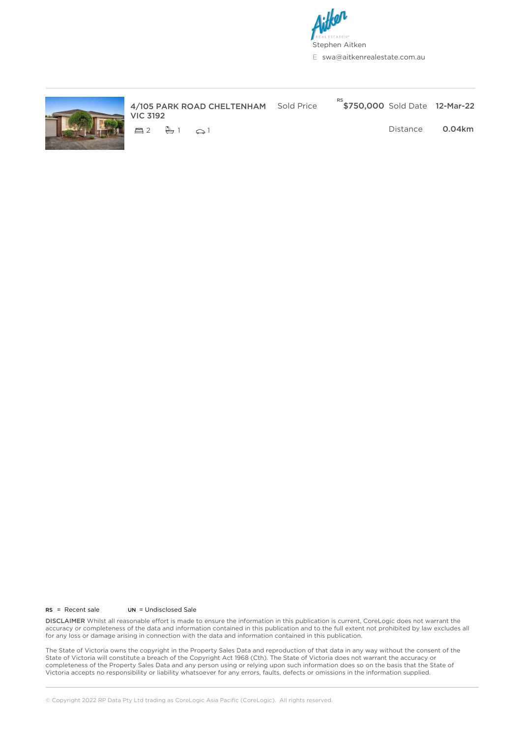Stephen Aitken

E swa@aitkenrealestate.com.au

| | | | | |
|---|---|---|---|---|
| **4/105 PARK ROAD CHELTENHAM VIC 3192** | Sold Price | RS **$750,000** | Sold Date | **12-Mar-22** |
| 2 1 1 | | | Distance | **0.04km** |

**RS** = Recent sale **UN** = Undisclosed Sale

**DISCLAIMER** Whilst all reasonable effort is made to ensure the information in this publication is current, CoreLogic does not warrant the accuracy or completeness of the data and information contained in this publication and to the full extent not prohibited by law excludes all for any loss or damage arising in connection with the data and information contained in this publication.

The State of Victoria owns the copyright in the Property Sales Data and reproduction of that data in any way without the consent of the State of Victoria will constitute a breach of the Copyright Act 1968 (Cth). The State of Victoria does not warrant the accuracy or completeness of the Property Sales Data and any person using or relying upon such information does so on the basis that the State of Victoria accepts no responsibility or liability whatsoever for any errors, faults, defects or omissions in the information supplied.

© Copyright 2022 RP Data Pty Ltd trading as CoreLogic Asia Pacific (CoreLogic). All rights reserved.